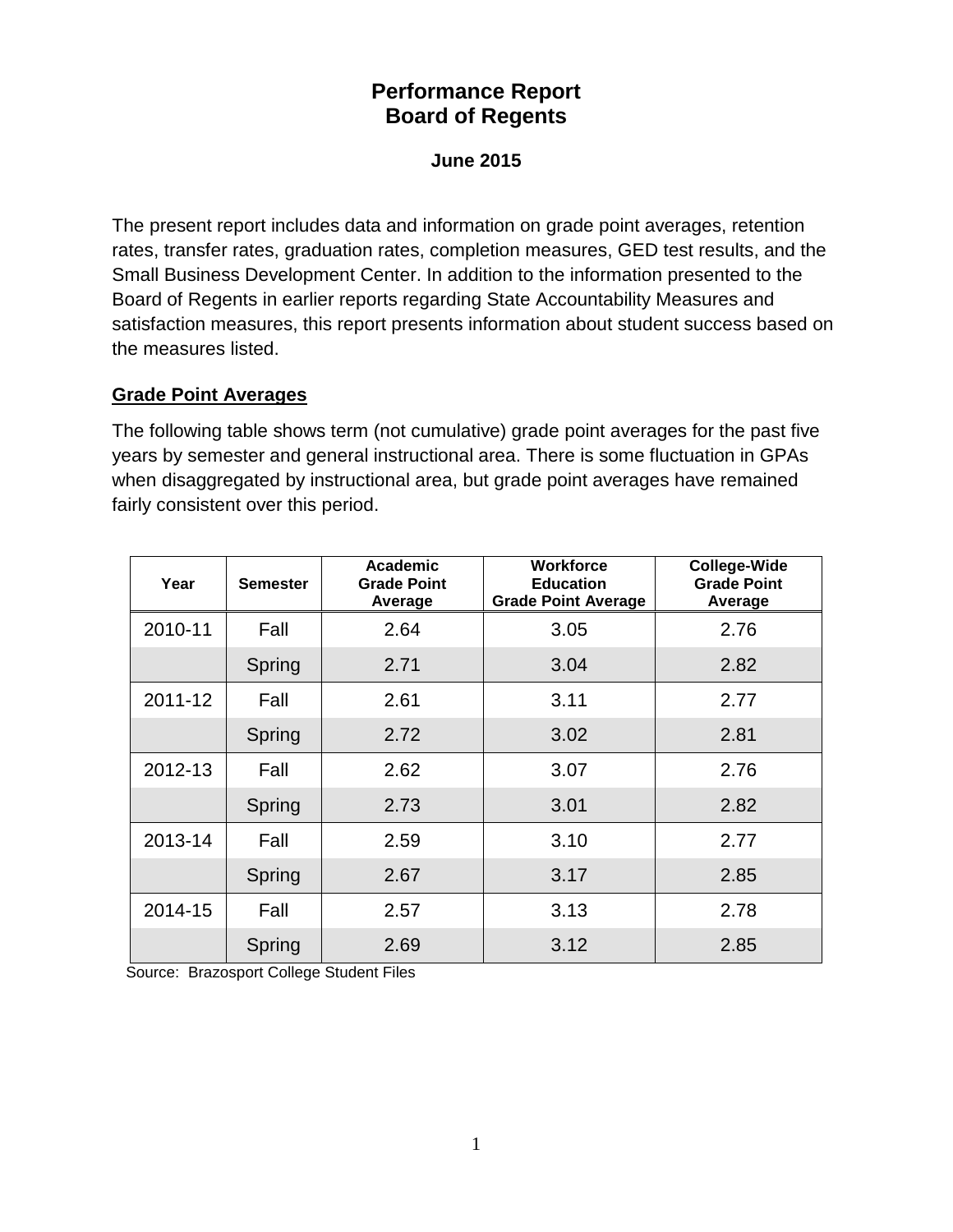# Performance Report
# Board of Regents

### June 2015

The present report includes data and information on grade point averages, retention rates, transfer rates, graduation rates, completion measures, GED test results, and the Small Business Development Center. In addition to the information presented to the Board of Regents in earlier reports regarding State Accountability Measures and satisfaction measures, this report presents information about student success based on the measures listed.

## Grade Point Averages

The following table shows term (not cumulative) grade point averages for the past five years by semester and general instructional area. There is some fluctuation in GPAs when disaggregated by instructional area, but grade point averages have remained fairly consistent over this period.

| Year | Semester | Academic Grade Point Average | Workforce Education Grade Point Average | College-Wide Grade Point Average |
|---|---|---|---|---|
| 2010-11 | Fall | 2.64 | 3.05 | 2.76 |
| | Spring | 2.71 | 3.04 | 2.82 |
| 2011-12 | Fall | 2.61 | 3.11 | 2.77 |
| | Spring | 2.72 | 3.02 | 2.81 |
| 2012-13 | Fall | 2.62 | 3.07 | 2.76 |
| | Spring | 2.73 | 3.01 | 2.82 |
| 2013-14 | Fall | 2.59 | 3.10 | 2.77 |
| | Spring | 2.67 | 3.17 | 2.85 |
| 2014-15 | Fall | 2.57 | 3.13 | 2.78 |
| | Spring | 2.69 | 3.12 | 2.85 |

Source: Brazosport College Student Files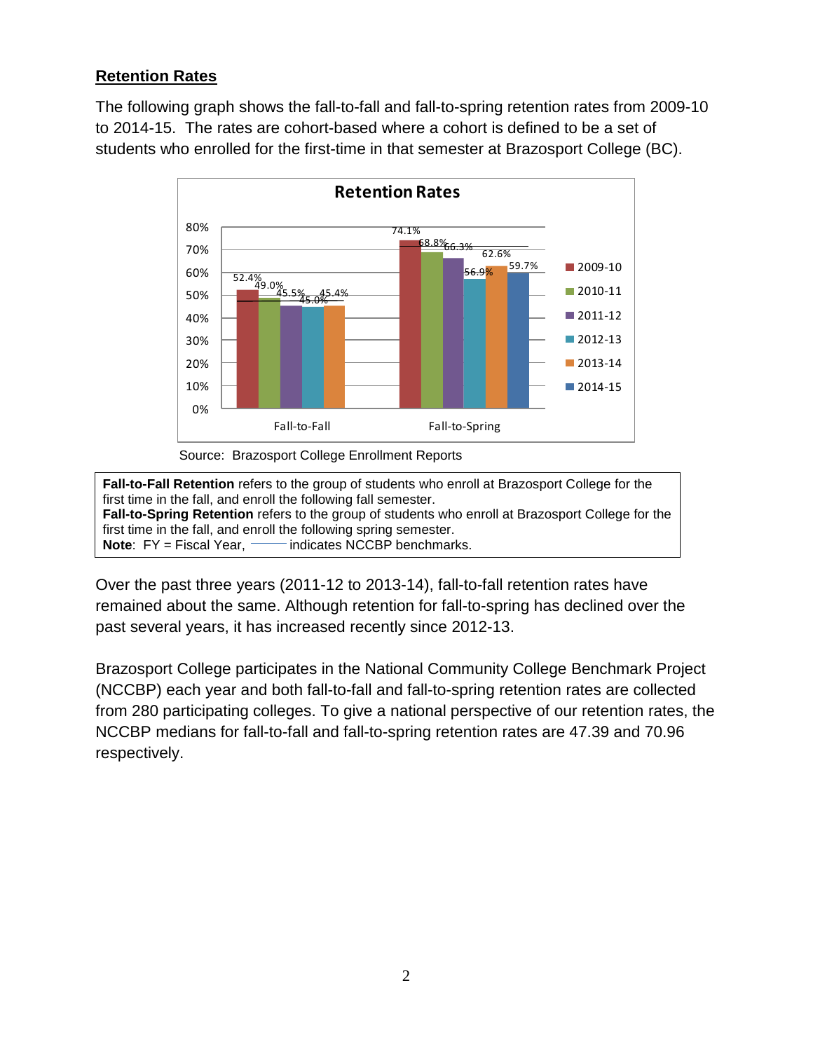## Retention Rates

The following graph shows the fall-to-fall and fall-to-spring retention rates from 2009-10 to 2014-15. The rates are cohort-based where a cohort is defined to be a set of students who enrolled for the first-time in that semester at Brazosport College (BC).

**Retention Rates**

| | 2009-10 | 2010-11 | 2011-12 | 2012-13 | 2013-14 | 2014-15 |
|---|---|---|---|---|---|---|
| Fall-to-Fall | 52.4% | 49.0% | 45.5% | 45.0% | 45.4% | |
| Fall-to-Spring | 74.1% | 68.8% | 66.3% | 56.9% | 62.6% | 59.7% |

Source: Brazosport College Enrollment Reports

**Fall-to-Fall Retention** refers to the group of students who enroll at Brazosport College for the first time in the fall, and enroll the following fall semester.
**Fall-to-Spring Retention** refers to the group of students who enroll at Brazosport College for the first time in the fall, and enroll the following spring semester.
**Note**: FY = Fiscal Year, ——— indicates NCCBP benchmarks.

Over the past three years (2011-12 to 2013-14), fall-to-fall retention rates have remained about the same. Although retention for fall-to-spring has declined over the past several years, it has increased recently since 2012-13.

Brazosport College participates in the National Community College Benchmark Project (NCCBP) each year and both fall-to-fall and fall-to-spring retention rates are collected from 280 participating colleges. To give a national perspective of our retention rates, the NCCBP medians for fall-to-fall and fall-to-spring retention rates are 47.39 and 70.96 respectively.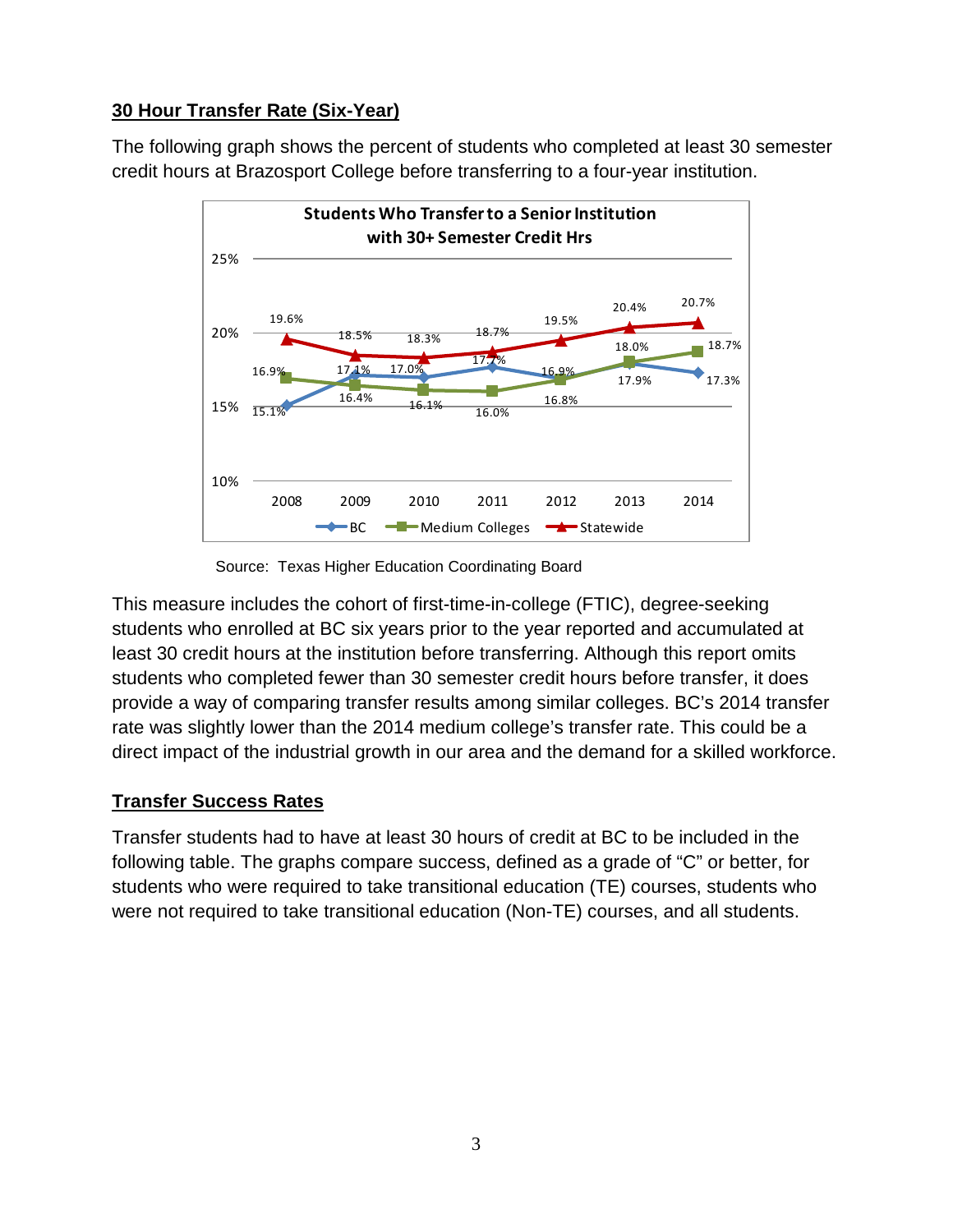## 30 Hour Transfer Rate (Six-Year)

The following graph shows the percent of students who completed at least 30 semester credit hours at Brazosport College before transferring to a four-year institution.

**Students Who Transfer to a Senior Institution with 30+ Semester Credit Hrs**

| | 2008 | 2009 | 2010 | 2011 | 2012 | 2013 | 2014 |
|---|---|---|---|---|---|---|---|
| BC | 15.1% | 17.1% | 17.0% | 17.7% | 16.9% | 17.9% | 17.3% |
| Medium Colleges | 16.9% | 16.4% | 16.1% | 16.0% | 16.8% | 18.0% | 18.7% |
| Statewide | 19.6% | 18.5% | 18.3% | 18.7% | 19.5% | 20.4% | 20.7% |

Source: Texas Higher Education Coordinating Board

This measure includes the cohort of first-time-in-college (FTIC), degree-seeking students who enrolled at BC six years prior to the year reported and accumulated at least 30 credit hours at the institution before transferring. Although this report omits students who completed fewer than 30 semester credit hours before transfer, it does provide a way of comparing transfer results among similar colleges. BC's 2014 transfer rate was slightly lower than the 2014 medium college's transfer rate. This could be a direct impact of the industrial growth in our area and the demand for a skilled workforce.

## Transfer Success Rates

Transfer students had to have at least 30 hours of credit at BC to be included in the following table. The graphs compare success, defined as a grade of "C" or better, for students who were required to take transitional education (TE) courses, students who were not required to take transitional education (Non-TE) courses, and all students.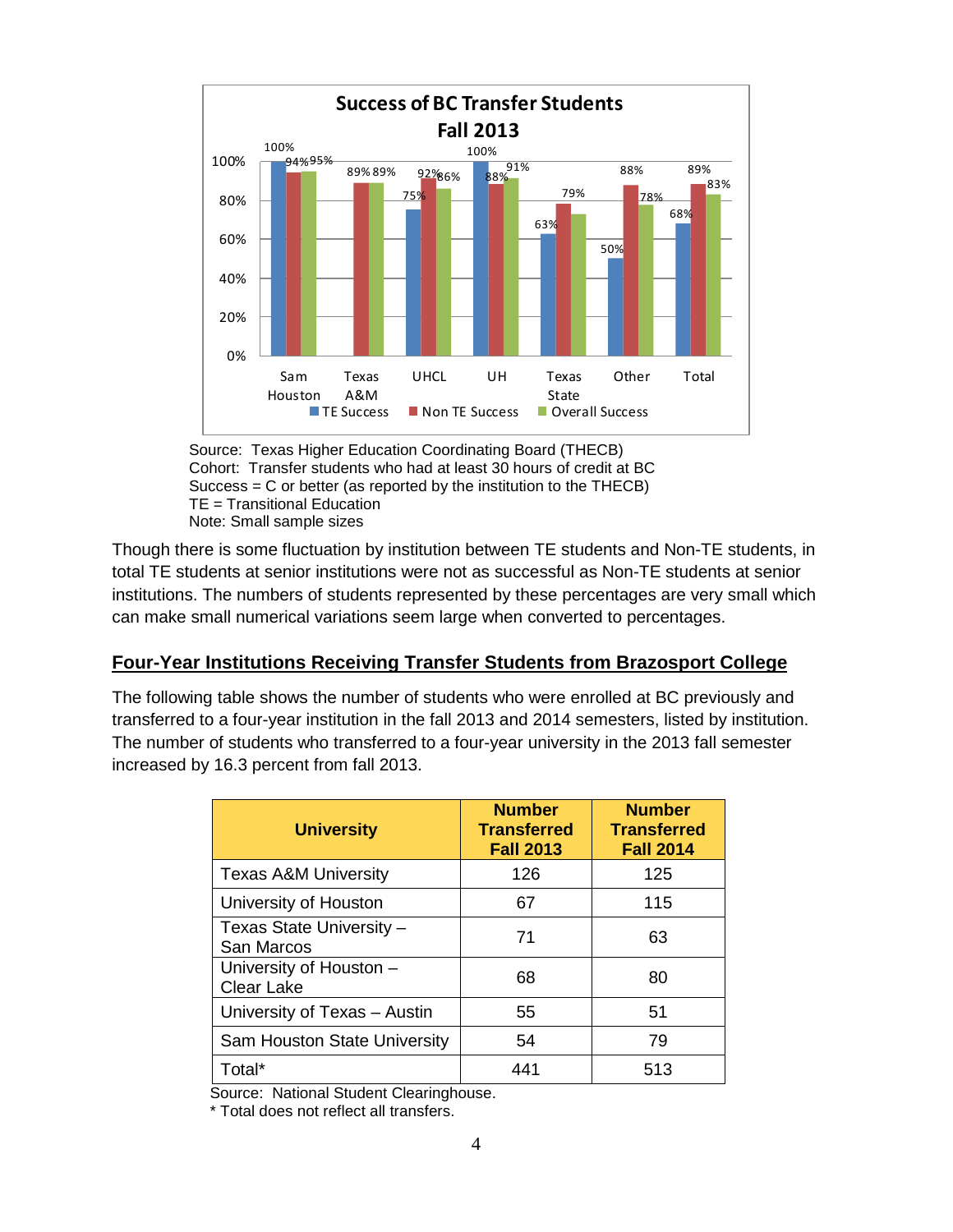**Success of BC Transfer Students**
**Fall 2013**

| | TE Success | Non TE Success | Overall Success |
|---|---|---|---|
| Sam Houston | 100% | 94% | 95% |
| Texas A&M | | 89% | 89% |
| UHCL | 75% | 92% | 86% |
| UH | 100% | 88% | 91% |
| Texas State | 63% | 79% | |
| Other | 50% | 88% | 78% |
| Total | 68% | 89% | 83% |

Source: Texas Higher Education Coordinating Board (THECB)
Cohort: Transfer students who had at least 30 hours of credit at BC
Success = C or better (as reported by the institution to the THECB)
TE = Transitional Education
Note: Small sample sizes

Though there is some fluctuation by institution between TE students and Non-TE students, in total TE students at senior institutions were not as successful as Non-TE students at senior institutions. The numbers of students represented by these percentages are very small which can make small numerical variations seem large when converted to percentages.

## Four-Year Institutions Receiving Transfer Students from Brazosport College

The following table shows the number of students who were enrolled at BC previously and transferred to a four-year institution in the fall 2013 and 2014 semesters, listed by institution. The number of students who transferred to a four-year university in the 2013 fall semester increased by 16.3 percent from fall 2013.

| University | Number Transferred Fall 2013 | Number Transferred Fall 2014 |
|---|---|---|
| Texas A&M University | 126 | 125 |
| University of Houston | 67 | 115 |
| Texas State University – San Marcos | 71 | 63 |
| University of Houston – Clear Lake | 68 | 80 |
| University of Texas – Austin | 55 | 51 |
| Sam Houston State University | 54 | 79 |
| Total* | 441 | 513 |

Source: National Student Clearinghouse.
* Total does not reflect all transfers.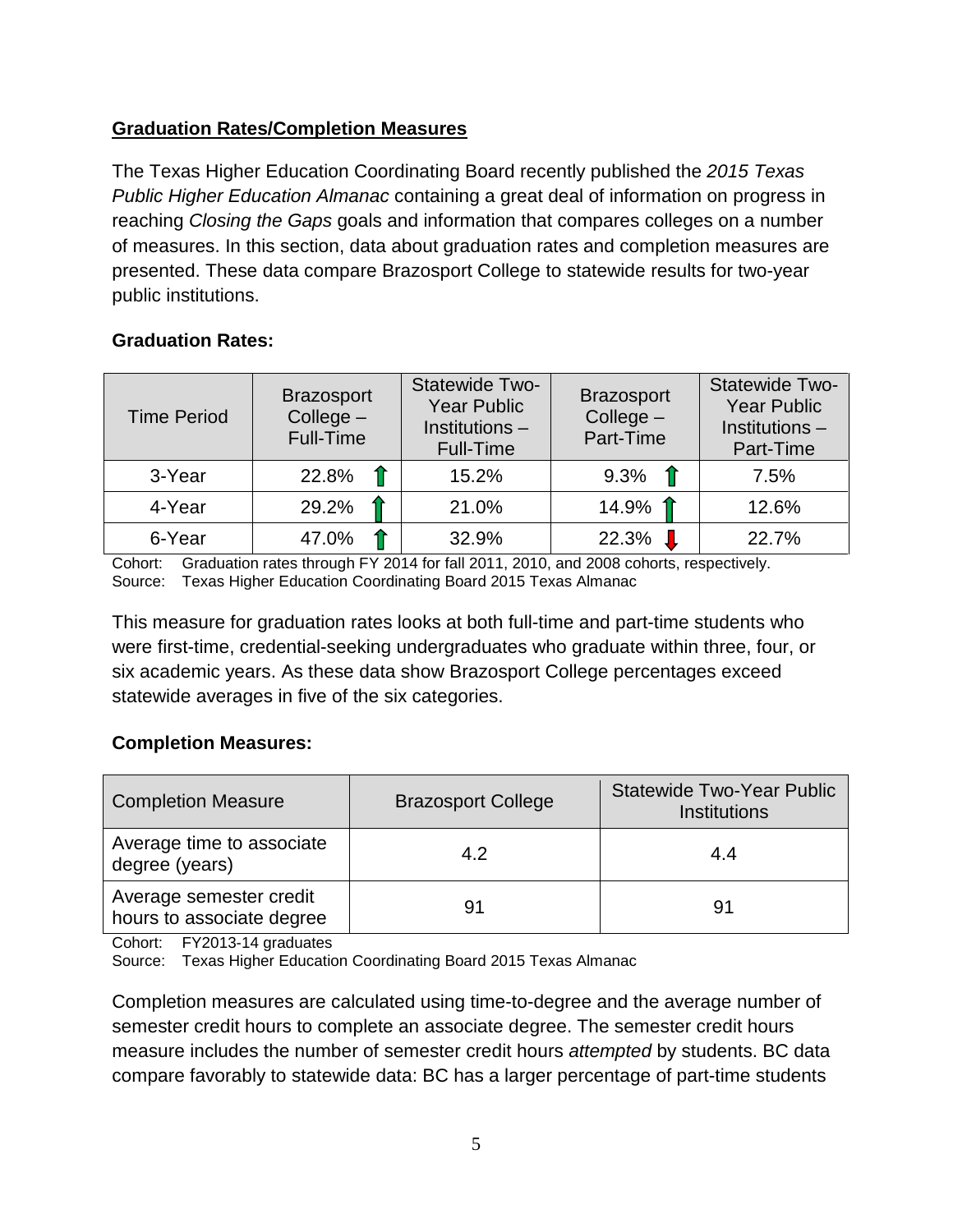**Graduation Rates/Completion Measures**

The Texas Higher Education Coordinating Board recently published the *2015 Texas Public Higher Education Almanac* containing a great deal of information on progress in reaching *Closing the Gaps* goals and information that compares colleges on a number of measures. In this section, data about graduation rates and completion measures are presented. These data compare Brazosport College to statewide results for two-year public institutions.

**Graduation Rates:**

| Time Period | Brazosport College – Full-Time | Statewide Two-Year Public Institutions – Full-Time | Brazosport College – Part-Time | Statewide Two-Year Public Institutions – Part-Time |
|---|---|---|---|---|
| 3-Year | 22.8% ↑ | 15.2% | 9.3% ↑ | 7.5% |
| 4-Year | 29.2% ↑ | 21.0% | 14.9% ↑ | 12.6% |
| 6-Year | 47.0% ↑ | 32.9% | 22.3% ↓ | 22.7% |

Cohort: Graduation rates through FY 2014 for fall 2011, 2010, and 2008 cohorts, respectively.
Source: Texas Higher Education Coordinating Board 2015 Texas Almanac

This measure for graduation rates looks at both full-time and part-time students who were first-time, credential-seeking undergraduates who graduate within three, four, or six academic years. As these data show Brazosport College percentages exceed statewide averages in five of the six categories.

**Completion Measures:**

| Completion Measure | Brazosport College | Statewide Two-Year Public Institutions |
|---|---|---|
| Average time to associate degree (years) | 4.2 | 4.4 |
| Average semester credit hours to associate degree | 91 | 91 |

Cohort: FY2013-14 graduates
Source: Texas Higher Education Coordinating Board 2015 Texas Almanac

Completion measures are calculated using time-to-degree and the average number of semester credit hours to complete an associate degree. The semester credit hours measure includes the number of semester credit hours *attempted* by students. BC data compare favorably to statewide data: BC has a larger percentage of part-time students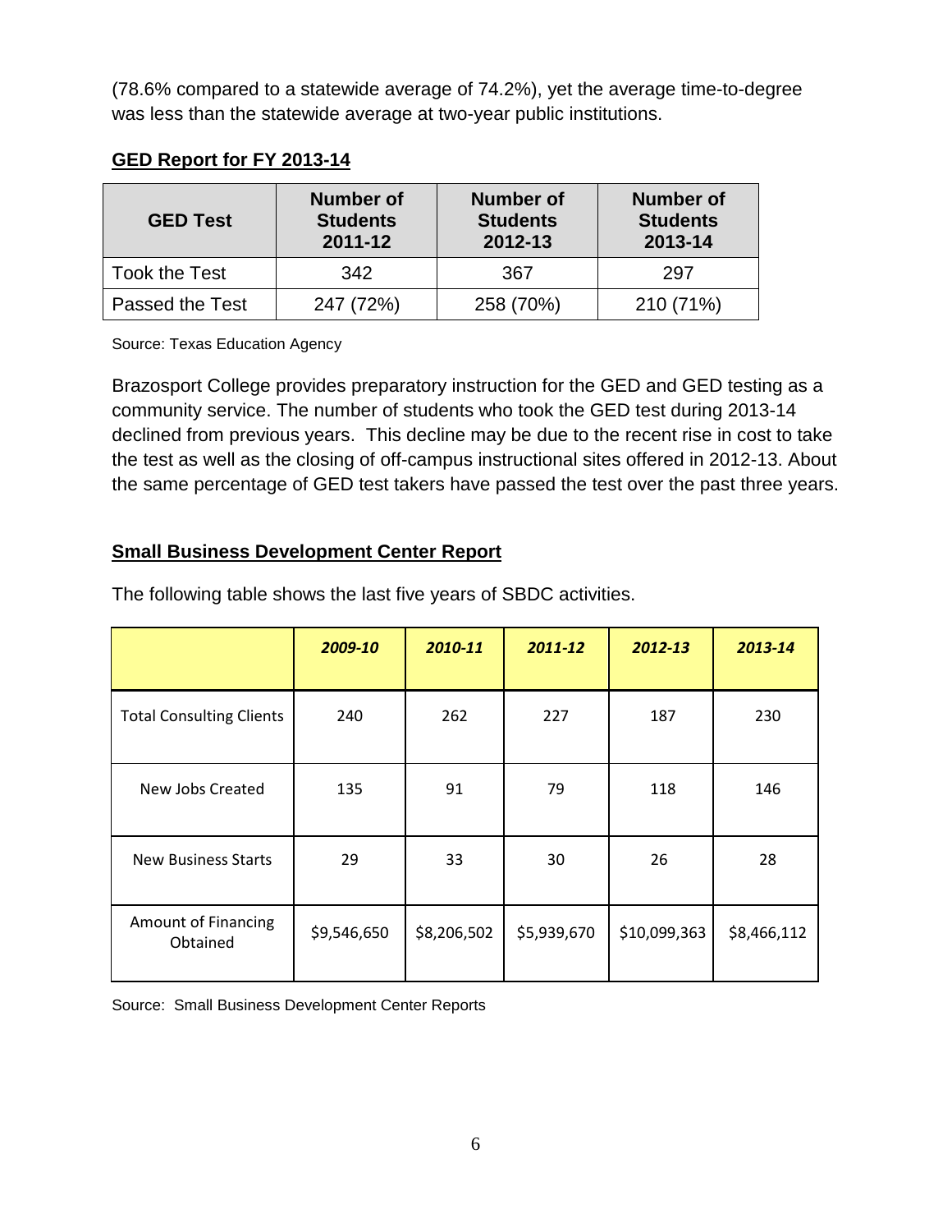(78.6% compared to a statewide average of 74.2%), yet the average time-to-degree was less than the statewide average at two-year public institutions.

## GED Report for FY 2013-14

| GED Test | Number of Students 2011-12 | Number of Students 2012-13 | Number of Students 2013-14 |
|---|---|---|---|
| Took the Test | 342 | 367 | 297 |
| Passed the Test | 247 (72%) | 258 (70%) | 210 (71%) |

Source: Texas Education Agency

Brazosport College provides preparatory instruction for the GED and GED testing as a community service. The number of students who took the GED test during 2013-14 declined from previous years. This decline may be due to the recent rise in cost to take the test as well as the closing of off-campus instructional sites offered in 2012-13. About the same percentage of GED test takers have passed the test over the past three years.

## Small Business Development Center Report

The following table shows the last five years of SBDC activities.

| | *2009-10* | *2010-11* | *2011-12* | *2012-13* | *2013-14* |
|---|---|---|---|---|---|
| Total Consulting Clients | 240 | 262 | 227 | 187 | 230 |
| New Jobs Created | 135 | 91 | 79 | 118 | 146 |
| New Business Starts | 29 | 33 | 30 | 26 | 28 |
| Amount of Financing Obtained | $9,546,650 | $8,206,502 | $5,939,670 | $10,099,363 | $8,466,112 |

Source: Small Business Development Center Reports